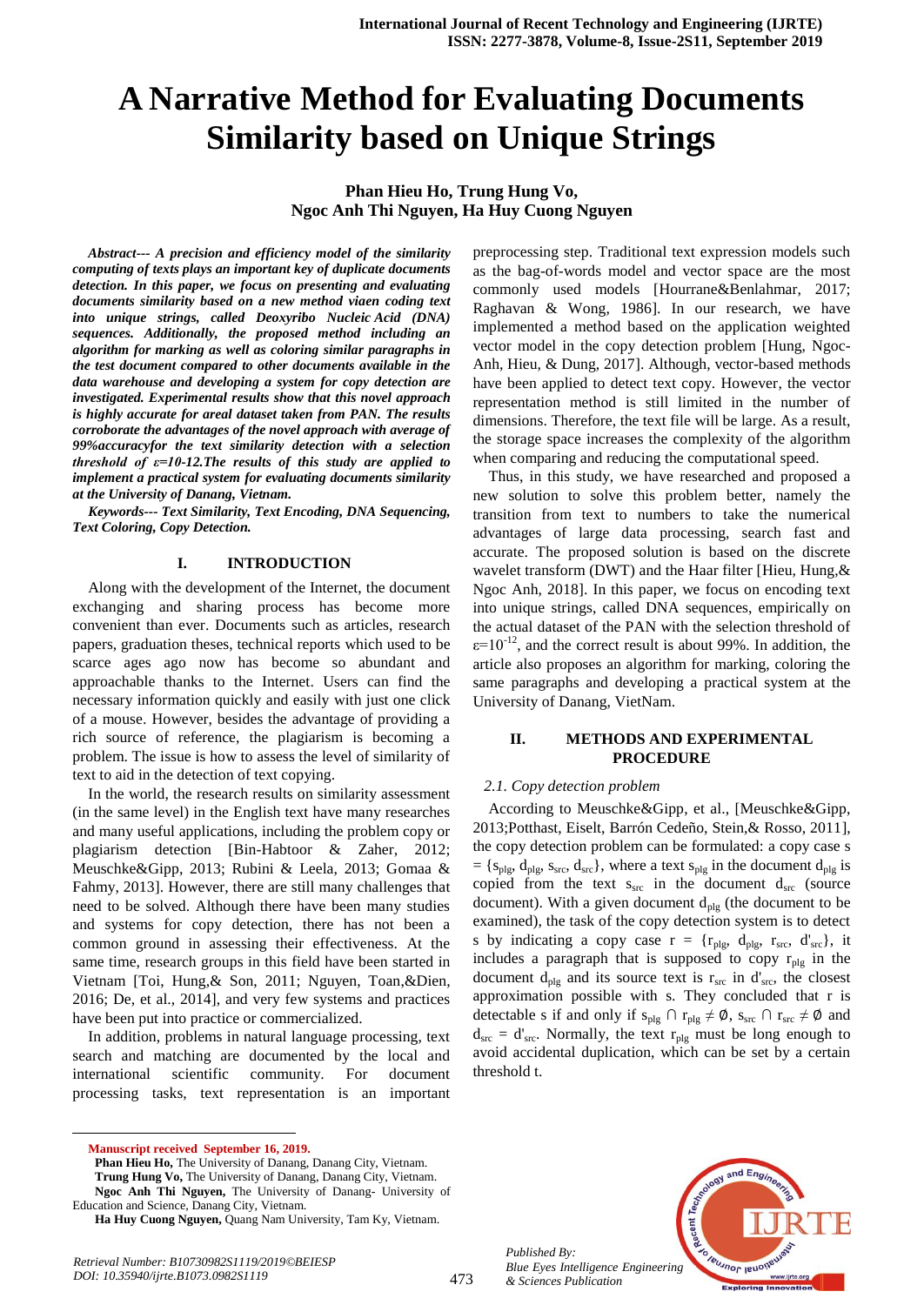# A Narrative Method for Evaluating Documents Similarity based on Unique Strings

**Phan Hieu Ho, Trung Hung Vo, Ngoc Anh Thi Nguyen, Ha Huy Cuong Nguyen**

***Abstract--- A precision and efficiency model of the similarity computing of texts plays an important key of duplicate documents detection. In this paper, we focus on presenting and evaluating documents similarity based on a new method viaen coding text into unique strings, called Deoxyribo Nucleic Acid (DNA) sequences. Additionally, the proposed method including an algorithm for marking as well as coloring similar paragraphs in the test document compared to other documents available in the data warehouse and developing a system for copy detection are investigated. Experimental results show that this novel approach is highly accurate for areal dataset taken from PAN. The results corroborate the advantages of the novel approach with average of 99%accuracyfor the text similarity detection with a selection threshold of ε=10-12.The results of this study are applied to implement a practical system for evaluating documents similarity at the University of Danang, Vietnam.***

***Keywords--- Text Similarity, Text Encoding, DNA Sequencing, Text Coloring, Copy Detection.***

## I. INTRODUCTION

Along with the development of the Internet, the document exchanging and sharing process has become more convenient than ever. Documents such as articles, research papers, graduation theses, technical reports which used to be scarce ages ago now has become so abundant and approachable thanks to the Internet. Users can find the necessary information quickly and easily with just one click of a mouse. However, besides the advantage of providing a rich source of reference, the plagiarism is becoming a problem. The issue is how to assess the level of similarity of text to aid in the detection of text copying.

In the world, the research results on similarity assessment (in the same level) in the English text have many researches and many useful applications, including the problem copy or plagiarism detection [Bin-Habtoor & Zaher, 2012; Meuschke&Gipp, 2013; Rubini & Leela, 2013; Gomaa & Fahmy, 2013]. However, there are still many challenges that need to be solved. Although there have been many studies and systems for copy detection, there has not been a common ground in assessing their effectiveness. At the same time, research groups in this field have been started in Vietnam [Toi, Hung,& Son, 2011; Nguyen, Toan,&Dien, 2016; De, et al., 2014], and very few systems and practices have been put into practice or commercialized.

In addition, problems in natural language processing, text search and matching are documented by the local and international scientific community. For document processing tasks, text representation is an important preprocessing step. Traditional text expression models such as the bag-of-words model and vector space are the most commonly used models [Hourrane&Benlahmar, 2017; Raghavan & Wong, 1986]. In our research, we have implemented a method based on the application weighted vector model in the copy detection problem [Hung, Ngoc-Anh, Hieu, & Dung, 2017]. Although, vector-based methods have been applied to detect text copy. However, the vector representation method is still limited in the number of dimensions. Therefore, the text file will be large. As a result, the storage space increases the complexity of the algorithm when comparing and reducing the computational speed.

Thus, in this study, we have researched and proposed a new solution to solve this problem better, namely the transition from text to numbers to take the numerical advantages of large data processing, search fast and accurate. The proposed solution is based on the discrete wavelet transform (DWT) and the Haar filter [Hieu, Hung,& Ngoc Anh, 2018]. In this paper, we focus on encoding text into unique strings, called DNA sequences, empirically on the actual dataset of the PAN with the selection threshold of $\varepsilon=10^{-12}$, and the correct result is about 99%. In addition, the article also proposes an algorithm for marking, coloring the same paragraphs and developing a practical system at the University of Danang, VietNam.

## II. METHODS AND EXPERIMENTAL PROCEDURE

### *2.1. Copy detection problem*

According to Meuschke&Gipp, et al., [Meuschke&Gipp, 2013;Potthast, Eiselt, Barrón Cedeño, Stein,& Rosso, 2011], the copy detection problem can be formulated: a copy case s = $\{s_{plg}, d_{plg}, s_{src}, d_{src}\}$, where a text $s_{plg}$ in the document $d_{plg}$ is copied from the text $s_{src}$ in the document $d_{src}$ (source document). With a given document $d_{plg}$ (the document to be examined), the task of the copy detection system is to detect s by indicating a copy case r = $\{r_{plg}, d_{plg}, r_{src}, d'_{src}\}$, it includes a paragraph that is supposed to copy $r_{plg}$ in the document $d_{plg}$ and its source text is $r_{src}$ in $d'_{src}$, the closest approximation possible with s. They concluded that r is detectable s if and only if $s_{plg} \cap r_{plg} \neq \emptyset$, $s_{src} \cap r_{src} \neq \emptyset$ and $d_{src} = d'_{src}$. Normally, the text $r_{plg}$ must be long enough to avoid accidental duplication, which can be set by a certain threshold t.

---

**Manuscript received September 16, 2019.**

**Phan Hieu Ho,** The University of Danang, Danang City, Vietnam.

**Trung Hung Vo,** The University of Danang, Danang City, Vietnam.

**Ngoc Anh Thi Nguyen,** The University of Danang- University of Education and Science, Danang City, Vietnam.

**Ha Huy Cuong Nguyen,** Quang Nam University, Tam Ky, Vietnam.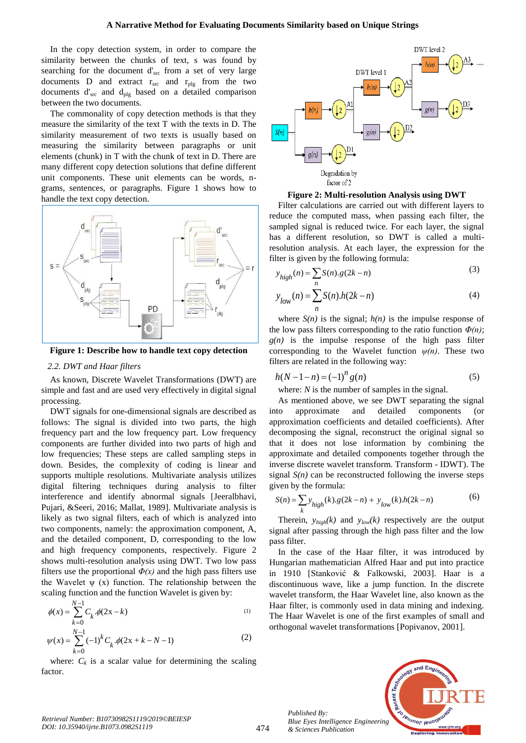In the copy detection system, in order to compare the similarity between the chunks of text, s was found by searching for the document $d'_{src}$ from a set of very large documents D and extract $r_{src}$ and $r_{plg}$ from the two documents $d'_{src}$ and $d_{plg}$ based on a detailed comparison between the two documents.

The commonality of copy detection methods is that they measure the similarity of the text T with the texts in D. The similarity measurement of two texts is usually based on measuring the similarity between paragraphs or unit elements (chunk) in T with the chunk of text in D. There are many different copy detection solutions that define different unit components. These unit elements can be words, n-grams, sentences, or paragraphs. Figure 1 shows how to handle the text copy detection.

**Figure 1: Describe how to handle text copy detection**

*2.2. DWT and Haar filters*

As known, Discrete Wavelet Transformations (DWT) are simple and fast and are used very effectively in digital signal processing.

DWT signals for one-dimensional signals are described as follows: The signal is divided into two parts, the high frequency part and the low frequency part. Low frequency components are further divided into two parts of high and low frequencies; These steps are called sampling steps in down. Besides, the complexity of coding is linear and supports multiple resolutions. Multivariate analysis utilizes digital filtering techniques during analysis to filter interference and identify abnormal signals [Jeeralbhavi, Pujari, &Seeri, 2016; Mallat, 1989]. Multivariate analysis is likely as two signal filters, each of which is analyzed into two components, namely: the approximation component, A, and the detailed component, D, corresponding to the low and high frequency components, respectively. Figure 2 shows multi-resolution analysis using DWT. Two low pass filters use the proportional $\Phi(x)$ and the high pass filters use the Wavelet ψ (x) function. The relationship between the scaling function and the function Wavelet is given by:

$$\phi(x) = \sum_{k=0}^{N-1} C_k.\phi(2x-k) \tag{1}$$

$$\psi(x) = \sum_{k=0}^{N-1} (-1)^k C_k.\phi(2x+k-N-1) \tag{2}$$

where: $C_k$ is a scalar value for determining the scaling factor.

**Figure 2: Multi-resolution Analysis using DWT**

Filter calculations are carried out with different layers to reduce the computed mass, when passing each filter, the sampled signal is reduced twice. For each layer, the signal has a different resolution, so DWT is called a multi-resolution analysis. At each layer, the expression for the filter is given by the following formula:

$$y_{high}(n) = \sum_n S(n).g(2k-n) \tag{3}$$

$$y_{low}(n) = \sum_n S(n).h(2k-n) \tag{4}$$

where $S(n)$ is the signal; $h(n)$ is the impulse response of the low pass filters corresponding to the ratio function $\Phi(n)$; $g(n)$ is the impulse response of the high pass filter corresponding to the Wavelet function $\psi(n)$. These two filters are related in the following way:

$$h(N-1-n) = (-1)^n g(n) \tag{5}$$

where: $N$ is the number of samples in the signal.

As mentioned above, we see DWT separating the signal into approximate and detailed components (or approximation coefficients and detailed coefficients). After decomposing the signal, reconstruct the original signal so that it does not lose information by combining the approximate and detailed components together through the inverse discrete wavelet transform. Transform - IDWT). The signal $S(n)$ can be reconstructed following the inverse steps given by the formula:

$$S(n) = \sum_k y_{high}(k).g(2k-n) + y_{low}(k).h(2k-n) \tag{6}$$

Therein, $y_{high}(k)$ and $y_{low}(k)$ respectively are the output signal after passing through the high pass filter and the low pass filter.

In the case of the Haar filter, it was introduced by Hungarian mathematician Alfred Haar and put into practice in 1910 [Stanković & Falkowski, 2003]. Haar is a discontinuous wave, like a jump function. In the discrete wavelet transform, the Haar Wavelet line, also known as the Haar filter, is commonly used in data mining and indexing. The Haar Wavelet is one of the first examples of small and orthogonal wavelet transformations [Popivanov, 2001].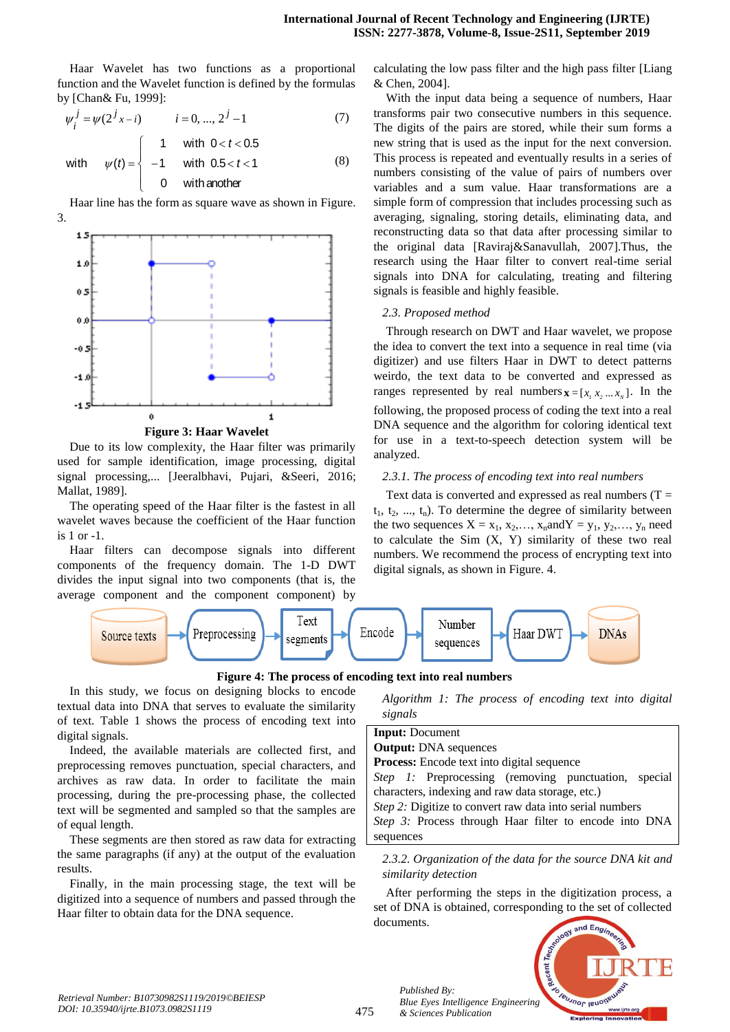Haar Wavelet has two functions as a proportional function and the Wavelet function is defined by the formulas by [Chan& Fu, 1999]:

$$\psi_i^j = \psi(2^j x - i) \qquad i = 0, ..., 2^j - 1 \tag{7}$$

$$\text{with} \quad \psi(t) = \begin{cases} 1 & \text{with } 0 < t < 0.5 \\ -1 & \text{with } 0.5 < t < 1 \\ 0 & \text{with another} \end{cases} \tag{8}$$

Haar line has the form as square wave as shown in Figure. 3.

**Figure 3: Haar Wavelet**

Due to its low complexity, the Haar filter was primarily used for sample identification, image processing, digital signal processing,... [Jeeralbhavi, Pujari, &Seeri, 2016; Mallat, 1989].

The operating speed of the Haar filter is the fastest in all wavelet waves because the coefficient of the Haar function is 1 or -1.

Haar filters can decompose signals into different components of the frequency domain. The 1-D DWT divides the input signal into two components (that is, the average component and the component component) by calculating the low pass filter and the high pass filter [Liang & Chen, 2004].

With the input data being a sequence of numbers, Haar transforms pair two consecutive numbers in this sequence. The digits of the pairs are stored, while their sum forms a new string that is used as the input for the next conversion. This process is repeated and eventually results in a series of numbers consisting of the value of pairs of numbers over variables and a sum value. Haar transformations are a simple form of compression that includes processing such as averaging, signaling, storing details, eliminating data, and reconstructing data so that data after processing similar to the original data [Raviraj&Sanavullah, 2007].Thus, the research using the Haar filter to convert real-time serial signals into DNA for calculating, treating and filtering signals is feasible and highly feasible.

### *2.3. Proposed method*

Through research on DWT and Haar wavelet, we propose the idea to convert the text into a sequence in real time (via digitizer) and use filters Haar in DWT to detect patterns weirdo, the text data to be converted and expressed as ranges represented by real numbers $\mathbf{x} = [x_1\ x_2 \ldots x_N]$. In the following, the proposed process of coding the text into a real DNA sequence and the algorithm for coloring identical text for use in a text-to-speech detection system will be analyzed.

#### *2.3.1. The process of encoding text into real numbers*

Text data is converted and expressed as real numbers (T = $t_1$, $t_2$, ..., $t_n$). To determine the degree of similarity between the two sequences X = $x_1$, $x_2$,…, $x_n$andY = $y_1$, $y_2$,…, $y_n$ need to calculate the Sim (X, Y) similarity of these two real numbers. We recommend the process of encrypting text into digital signals, as shown in Figure. 4.

Source texts → Preprocessing → Text segments → Encode → Number sequences → Haar DWT → DNAs

**Figure 4: The process of encoding text into real numbers**

In this study, we focus on designing blocks to encode textual data into DNA that serves to evaluate the similarity of text. Table 1 shows the process of encoding text into digital signals.

Indeed, the available materials are collected first, and preprocessing removes punctuation, special characters, and archives as raw data. In order to facilitate the main processing, during the pre-processing phase, the collected text will be segmented and sampled so that the samples are of equal length.

These segments are then stored as raw data for extracting the same paragraphs (if any) at the output of the evaluation results.

Finally, in the main processing stage, the text will be digitized into a sequence of numbers and passed through the Haar filter to obtain data for the DNA sequence.

*Algorithm 1: The process of encoding text into digital signals*

| |
|---|
| **Input:** Document |
| **Output:** DNA sequences |
| **Process:** Encode text into digital sequence |
| *Step 1:* Preprocessing (removing punctuation, special characters, indexing and raw data storage, etc.) |
| *Step 2:* Digitize to convert raw data into serial numbers |
| *Step 3:* Process through Haar filter to encode into DNA sequences |

#### *2.3.2. Organization of the data for the source DNA kit and similarity detection*

After performing the steps in the digitization process, a set of DNA is obtained, corresponding to the set of collected documents.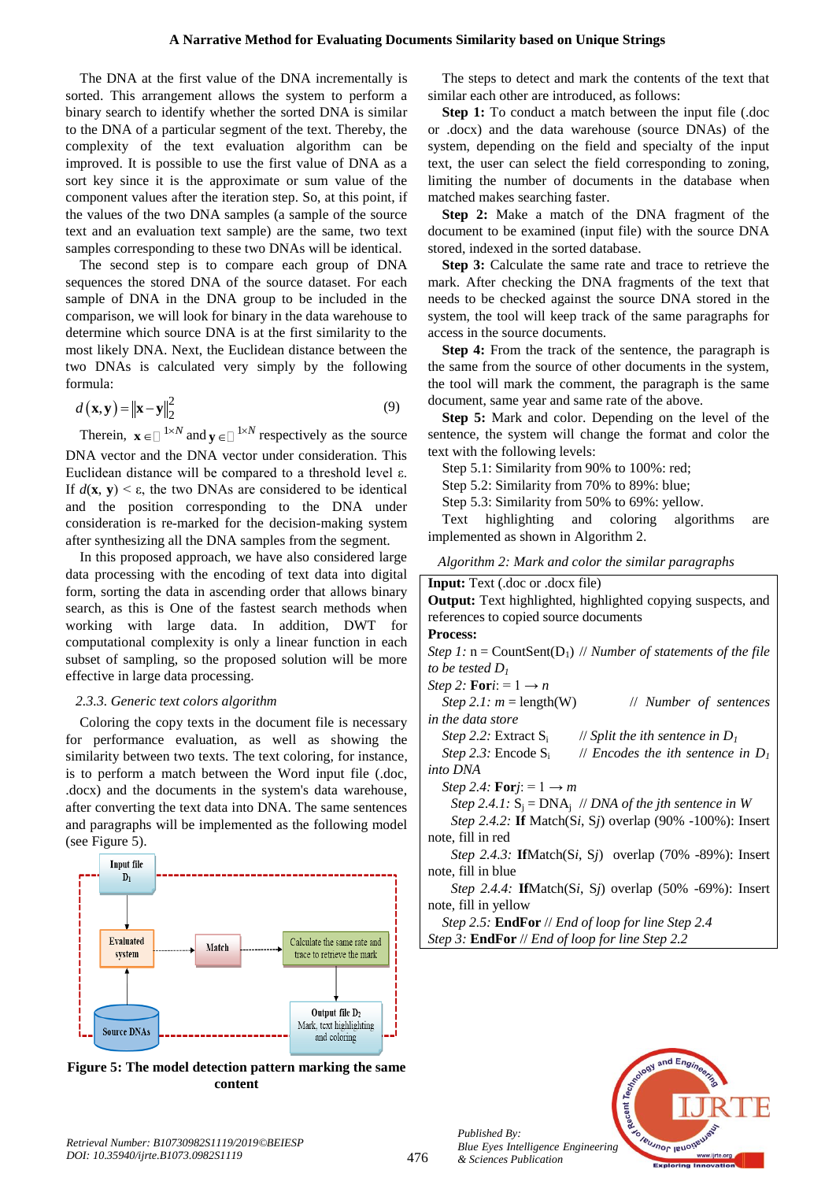The DNA at the first value of the DNA incrementally is sorted. This arrangement allows the system to perform a binary search to identify whether the sorted DNA is similar to the DNA of a particular segment of the text. Thereby, the complexity of the text evaluation algorithm can be improved. It is possible to use the first value of DNA as a sort key since it is the approximate or sum value of the component values after the iteration step. So, at this point, if the values of the two DNA samples (a sample of the source text and an evaluation text sample) are the same, two text samples corresponding to these two DNAs will be identical.

The second step is to compare each group of DNA sequences the stored DNA of the source dataset. For each sample of DNA in the DNA group to be included in the comparison, we will look for binary in the data warehouse to determine which source DNA is at the first similarity to the most likely DNA. Next, the Euclidean distance between the two DNAs is calculated very simply by the following formula:

$$d(\mathbf{x},\mathbf{y}) = \|\mathbf{x}-\mathbf{y}\|_2^2 \quad (9)$$

Therein, $\mathbf{x} \in \mathbb{R}^{1\times N}$ and $\mathbf{y} \in \mathbb{R}^{1\times N}$ respectively as the source DNA vector and the DNA vector under consideration. This Euclidean distance will be compared to a threshold level ε. If $d(\mathbf{x}, \mathbf{y}) < \varepsilon$, the two DNAs are considered to be identical and the position corresponding to the DNA under consideration is re-marked for the decision-making system after synthesizing all the DNA samples from the segment.

In this proposed approach, we have also considered large data processing with the encoding of text data into digital form, sorting the data in ascending order that allows binary search, as this is One of the fastest search methods when working with large data. In addition, DWT for computational complexity is only a linear function in each subset of sampling, so the proposed solution will be more effective in large data processing.

### *2.3.3. Generic text colors algorithm*

Coloring the copy texts in the document file is necessary for performance evaluation, as well as showing the similarity between two texts. The text coloring, for instance, is to perform a match between the Word input file (.doc, .docx) and the documents in the system's data warehouse, after converting the text data into DNA. The same sentences and paragraphs will be implemented as the following model (see Figure 5).

**Figure 5: The model detection pattern marking the same content**

The steps to detect and mark the contents of the text that similar each other are introduced, as follows:

**Step 1:** To conduct a match between the input file (.doc or .docx) and the data warehouse (source DNAs) of the system, depending on the field and specialty of the input text, the user can select the field corresponding to zoning, limiting the number of documents in the database when matched makes searching faster.

**Step 2:** Make a match of the DNA fragment of the document to be examined (input file) with the source DNA stored, indexed in the sorted database.

**Step 3:** Calculate the same rate and trace to retrieve the mark. After checking the DNA fragments of the text that needs to be checked against the source DNA stored in the system, the tool will keep track of the same paragraphs for access in the source documents.

**Step 4:** From the track of the sentence, the paragraph is the same from the source of other documents in the system, the tool will mark the comment, the paragraph is the same document, same year and same rate of the above.

**Step 5:** Mark and color. Depending on the level of the sentence, the system will change the format and color the text with the following levels:

Step 5.1: Similarity from 90% to 100%: red;

Step 5.2: Similarity from 70% to 89%: blue;

Step 5.3: Similarity from 50% to 69%: yellow.

Text highlighting and coloring algorithms are implemented as shown in Algorithm 2.

*Algorithm 2: Mark and color the similar paragraphs*

**Input:** Text (.doc or .docx file)

**Output:** Text highlighted, highlighted copying suspects, and references to copied source documents

**Process:**

*Step 1:* n = CountSent($D_1$) // *Number of statements of the file to be tested $D_1$*

*Step 2:* **For** *i*: = 1 → *n*

*Step 2.1:* *m* = length(W) // *Number of sentences in the data store*

*Step 2.2:* Extract $S_i$ // *Split the ith sentence in $D_1$*

*Step 2.3:* Encode $S_i$ // *Encodes the ith sentence in $D_1$ into DNA*

*Step 2.4:* **For** *j*: = 1 → *m*

*Step 2.4.1:* $S_j$ = $DNA_j$ // *DNA of the jth sentence in W*

*Step 2.4.2:* **If** Match(*Si*, *Sj*) overlap (90% -100%): Insert note, fill in red

*Step 2.4.3:* **If** Match(*Si*, *Sj*) overlap (70% -89%): Insert note, fill in blue

*Step 2.4.4:* **If** Match(*Si*, *Sj*) overlap (50% -69%): Insert note, fill in yellow

*Step 2.5:* **EndFor** // *End of loop for line Step 2.4*

*Step 3:* **EndFor** // *End of loop for line Step 2.2*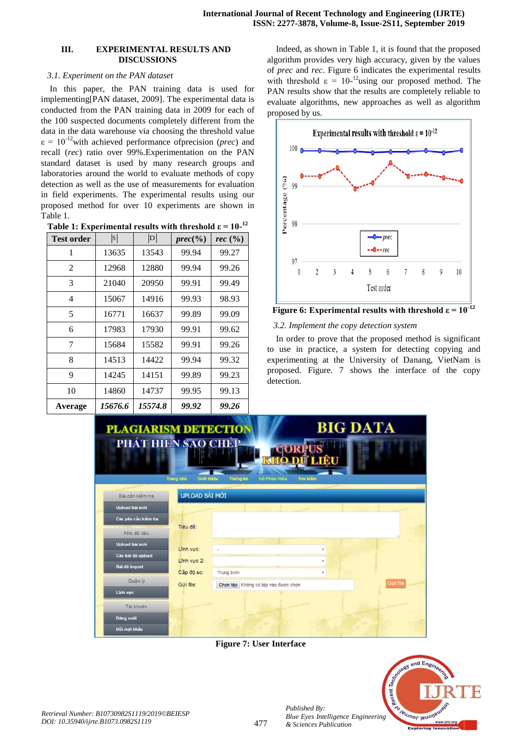## III. EXPERIMENTAL RESULTS AND DISCUSSIONS

### *3.1. Experiment on the PAN dataset*

In this paper, the PAN training data is used for implementing[PAN dataset, 2009]. The experimental data is conducted from the PAN training data in 2009 for each of the 100 suspected documents completely different from the data in the data warehouse via choosing the threshold value $\varepsilon = 10^{-12}$with achieved performance ofprecision (*prec*) and recall (*rec*) ratio over 99%.Experimentation on the PAN standard dataset is used by many research groups and laboratories around the world to evaluate methods of copy detection as well as the use of measurements for evaluation in field experiments. The experimental results using our proposed method for over 10 experiments are shown in Table 1.

**Table 1: Experimental results with threshold $\varepsilon = 10^{-12}$**

| Test order | \|S\| | \|D\| | *prec*(%) | *rec* (%) |
|---|---|---|---|---|
| 1 | 13635 | 13543 | 99.94 | 99.27 |
| 2 | 12968 | 12880 | 99.94 | 99.26 |
| 3 | 21040 | 20950 | 99.91 | 99.49 |
| 4 | 15067 | 14916 | 99.93 | 98.93 |
| 5 | 16771 | 16637 | 99.89 | 99.09 |
| 6 | 17983 | 17930 | 99.91 | 99.62 |
| 7 | 15684 | 15582 | 99.91 | 99.26 |
| 8 | 14513 | 14422 | 99.94 | 99.32 |
| 9 | 14245 | 14151 | 99.89 | 99.23 |
| 10 | 14860 | 14737 | 99.95 | 99.13 |
| **Average** | ***15676.6*** | ***15574.8*** | ***99.92*** | ***99.26*** |

Indeed, as shown in Table 1, it is found that the proposed algorithm provides very high accuracy, given by the values of *prec* and *rec*. Figure 6 indicates the experimental results with threshold $\varepsilon = 10^{-12}$using our proposed method. The PAN results show that the results are completely reliable to evaluate algorithms, new approaches as well as algorithm proposed by us.

**Figure 6: Experimental results with threshold $\varepsilon = 10^{-12}$**

### *3.2. Implement the copy detection system*

In order to prove that the proposed method is significant to use in practice, a system for detecting copying and experimenting at the University of Danang, VietNam is proposed. Figure. 7 shows the interface of the copy detection.

**Figure 7: User Interface**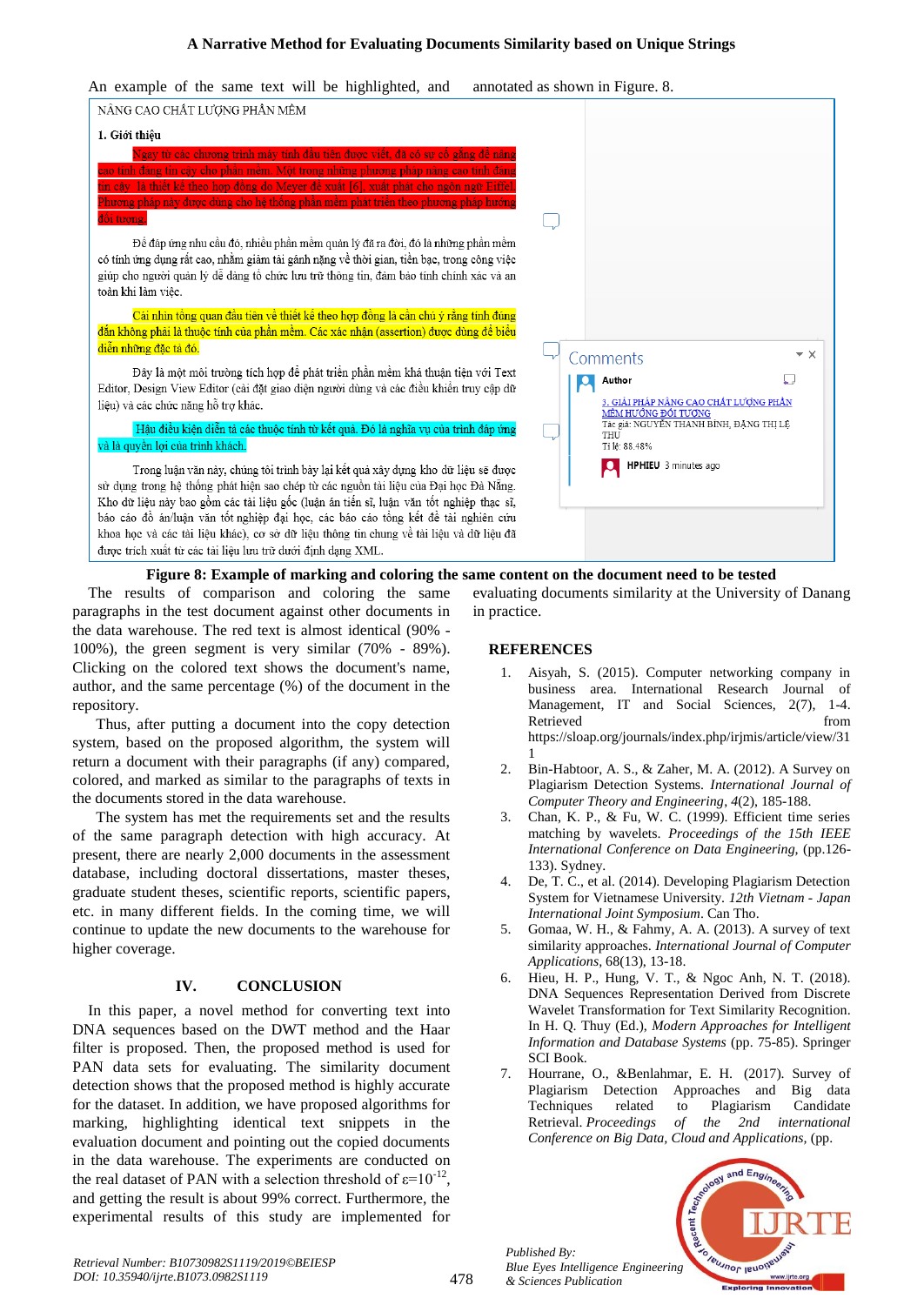An example of the same text will be highlighted, and annotated as shown in Figure. 8.

NÂNG CAO CHẤT LƯỢNG PHẦN MỀM

**1. Giới thiệu**

Ngay từ các chương trình máy tính đầu tiên được viết, đã có sự cố gắng để nâng cao tính đáng tin cậy cho phần mềm. Một trong những phương pháp nâng cao tính đáng tin cậy là thiết kế theo hợp đồng do Meyer đề xuất [6], xuất phát cho ngôn ngữ Eiffel. Phương pháp này được dùng cho hệ thống phần mềm phát triển theo phương pháp hướng đối tượng.

Để đáp ứng nhu cầu đó, nhiều phần mềm quản lý đã ra đời, đó là những phần mềm có tính ứng dụng rất cao, nhằm giảm tải gánh nặng về thời gian, tiền bạc, trong công việc giúp cho người quản lý dễ dàng tổ chức lưu trữ thông tin, đảm bảo tính chính xác và an toàn khi làm việc.

Cái nhìn tổng quan đầu tiên về thiết kế theo hợp đồng là cần chú ý rằng tính đúng đắn không phải là thuộc tính của phần mềm. Các xác nhận (assertion) được dùng để biểu diễn những đặc tả đó.

Đây là một môi trường tích hợp để phát triển phần mềm khá thuận tiện với Text Editor, Design View Editor (cài đặt giao diện người dùng và các điều khiển truy cập dữ liệu) và các chức năng hỗ trợ khác.

Hậu điều kiện diễn tả các thuộc tính từ kết quả. Đó là nghĩa vụ của trình đáp ứng và là quyền lợi của trình khách.

Trong luận văn này, chúng tôi trình bày lại kết quả xây dựng kho dữ liệu sẽ được sử dụng trong hệ thống phát hiện sao chép từ các nguồn tài liệu của Đại học Đà Nẵng. Kho dữ liệu này bao gồm các tài liệu gốc (luận án tiến sĩ, luận văn tốt nghiệp thạc sĩ, báo cáo đồ án/luận văn tốt nghiệp đại học, các báo cáo tổng kết đề tài nghiên cứu khoa học và các tài liệu khác), cơ sở dữ liệu thông tin chung về tài liệu và dữ liệu đã được trích xuất từ các tài liệu lưu trữ dưới định dạng XML.

Comments

Author

3. GIẢI PHÁP NÂNG CAO CHẤT LƯỢNG PHẦN MỀM HƯỚNG ĐỐI TƯỢNG
Tác giả: NGUYỄN THANH BÌNH, ĐẶNG THỊ LỆ THU
Tỉ lệ: 88.48%

HPHIEU 3 minutes ago

**Figure 8: Example of marking and coloring the same content on the document need to be tested**

The results of comparison and coloring the same paragraphs in the test document against other documents in the data warehouse. The red text is almost identical (90% - 100%), the green segment is very similar (70% - 89%). Clicking on the colored text shows the document's name, author, and the same percentage (%) of the document in the repository.

Thus, after putting a document into the copy detection system, based on the proposed algorithm, the system will return a document with their paragraphs (if any) compared, colored, and marked as similar to the paragraphs of texts in the documents stored in the data warehouse.

The system has met the requirements set and the results of the same paragraph detection with high accuracy. At present, there are nearly 2,000 documents in the assessment database, including doctoral dissertations, master theses, graduate student theses, scientific reports, scientific papers, etc. in many different fields. In the coming time, we will continue to update the new documents to the warehouse for higher coverage.

## IV. CONCLUSION

In this paper, a novel method for converting text into DNA sequences based on the DWT method and the Haar filter is proposed. Then, the proposed method is used for PAN data sets for evaluating. The similarity document detection shows that the proposed method is highly accurate for the dataset. In addition, we have proposed algorithms for marking, highlighting identical text snippets in the evaluation document and pointing out the copied documents in the data warehouse. The experiments are conducted on the real dataset of PAN with a selection threshold of $\varepsilon=10^{-12}$, and getting the result is about 99% correct. Furthermore, the experimental results of this study are implemented for evaluating documents similarity at the University of Danang in practice.

## REFERENCES

1. Aisyah, S. (2015). Computer networking company in business area. International Research Journal of Management, IT and Social Sciences, 2(7), 1-4. Retrieved from https://sloap.org/journals/index.php/irjmis/article/view/31 1
2. Bin-Habtoor, A. S., & Zaher, M. A. (2012). A Survey on Plagiarism Detection Systems. *International Journal of Computer Theory and Engineering*, *4*(2), 185-188.
3. Chan, K. P., & Fu, W. C. (1999). Efficient time series matching by wavelets. *Proceedings of the 15th IEEE International Conference on Data Engineering*, (pp.126-133). Sydney.
4. De, T. C., et al. (2014). Developing Plagiarism Detection System for Vietnamese University. *12th Vietnam - Japan International Joint Symposium*. Can Tho.
5. Gomaa, W. H., & Fahmy, A. A. (2013). A survey of text similarity approaches. *International Journal of Computer Applications*, 68(13), 13-18.
6. Hieu, H. P., Hung, V. T., & Ngoc Anh, N. T. (2018). DNA Sequences Representation Derived from Discrete Wavelet Transformation for Text Similarity Recognition. In H. Q. Thuy (Ed.), *Modern Approaches for Intelligent Information and Database Systems* (pp. 75-85). Springer SCI Book.
7. Hourrane, O., &Benlahmar, E. H. (2017). Survey of Plagiarism Detection Approaches and Big data Techniques related to Plagiarism Candidate Retrieval. *Proceedings of the 2nd international Conference on Big Data, Cloud and Applications*, (pp.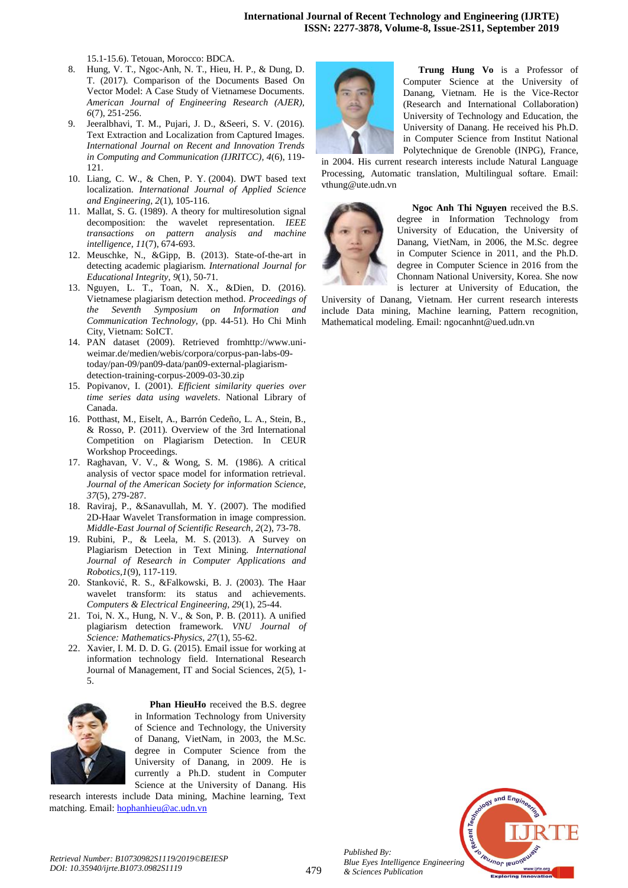15.1-15.6). Tetouan, Morocco: BDCA.

8. Hung, V. T., Ngoc-Anh, N. T., Hieu, H. P., & Dung, D. T. (2017). Comparison of the Documents Based On Vector Model: A Case Study of Vietnamese Documents. *American Journal of Engineering Research (AJER)*, *6*(7), 251-256.
9. Jeeralbhavi, T. M., Pujari, J. D., &Seeri, S. V. (2016). Text Extraction and Localization from Captured Images. *International Journal on Recent and Innovation Trends in Computing and Communication (IJRITCC)*, *4*(6), 119-121.
10. Liang, C. W., & Chen, P. Y. (2004). DWT based text localization. *International Journal of Applied Science and Engineering*, *2*(1), 105-116.
11. Mallat, S. G. (1989). A theory for multiresolution signal decomposition: the wavelet representation. *IEEE transactions on pattern analysis and machine intelligence*, *11*(7), 674-693.
12. Meuschke, N., &Gipp, B. (2013). State-of-the-art in detecting academic plagiarism. *International Journal for Educational Integrity*, *9*(1), 50-71.
13. Nguyen, L. T., Toan, N. X., &Dien, D. (2016). Vietnamese plagiarism detection method. *Proceedings of the Seventh Symposium on Information and Communication Technology*, (pp. 44-51). Ho Chi Minh City, Vietnam: SoICT.
14. PAN dataset (2009). Retrieved fromhttp://www.uni-weimar.de/medien/webis/corpora/corpus-pan-labs-09-today/pan-09/pan09-data/pan09-external-plagiarism-detection-training-corpus-2009-03-30.zip
15. Popivanov, I. (2001). *Efficient similarity queries over time series data using wavelets*. National Library of Canada.
16. Potthast, M., Eiselt, A., Barrón Cedeño, L. A., Stein, B., & Rosso, P. (2011). Overview of the 3rd International Competition on Plagiarism Detection. In CEUR Workshop Proceedings.
17. Raghavan, V. V., & Wong, S. M. (1986). A critical analysis of vector space model for information retrieval. *Journal of the American Society for information Science*, *37*(5), 279-287.
18. Raviraj, P., &Sanavullah, M. Y. (2007). The modified 2D-Haar Wavelet Transformation in image compression. *Middle-East Journal of Scientific Research*, *2*(2), 73-78.
19. Rubini, P., & Leela, M. S. (2013). A Survey on Plagiarism Detection in Text Mining. *International Journal of Research in Computer Applications and Robotics*,*1*(9), 117-119.
20. Stanković, R. S., &Falkowski, B. J. (2003). The Haar wavelet transform: its status and achievements. *Computers & Electrical Engineering*, *29*(1), 25-44.
21. Toi, N. X., Hung, N. V., & Son, P. B. (2011). A unified plagiarism detection framework. *VNU Journal of Science: Mathematics-Physics*, *27*(1), 55-62.
22. Xavier, I. M. D. D. G. (2015). Email issue for working at information technology field. International Research Journal of Management, IT and Social Sciences, 2(5), 1-5.

**Phan HieuHo** received the B.S. degree in Information Technology from University of Science and Technology, the University of Danang, VietNam, in 2003, the M.Sc. degree in Computer Science from the University of Danang, in 2009. He is currently a Ph.D. student in Computer Science at the University of Danang. His research interests include Data mining, Machine learning, Text matching. Email: hophanhieu@ac.udn.vn

**Trung Hung Vo** is a Professor of Computer Science at the University of Danang, Vietnam. He is the Vice-Rector (Research and International Collaboration) University of Technology and Education, the University of Danang. He received his Ph.D. in Computer Science from Institut National Polytechnique de Grenoble (INPG), France, in 2004. His current research interests include Natural Language Processing, Automatic translation, Multilingual softare. Email: vthung@ute.udn.vn

**Ngoc Anh Thi Nguyen** received the B.S. degree in Information Technology from University of Education, the University of Danang, VietNam, in 2006, the M.Sc. degree in Computer Science in 2011, and the Ph.D. degree in Computer Science in 2016 from the Chonnam National University, Korea. She now is lecturer at University of Education, the University of Danang, Vietnam. Her current research interests include Data mining, Machine learning, Pattern recognition, Mathematical modeling. Email: ngocanhnt@ued.udn.vn